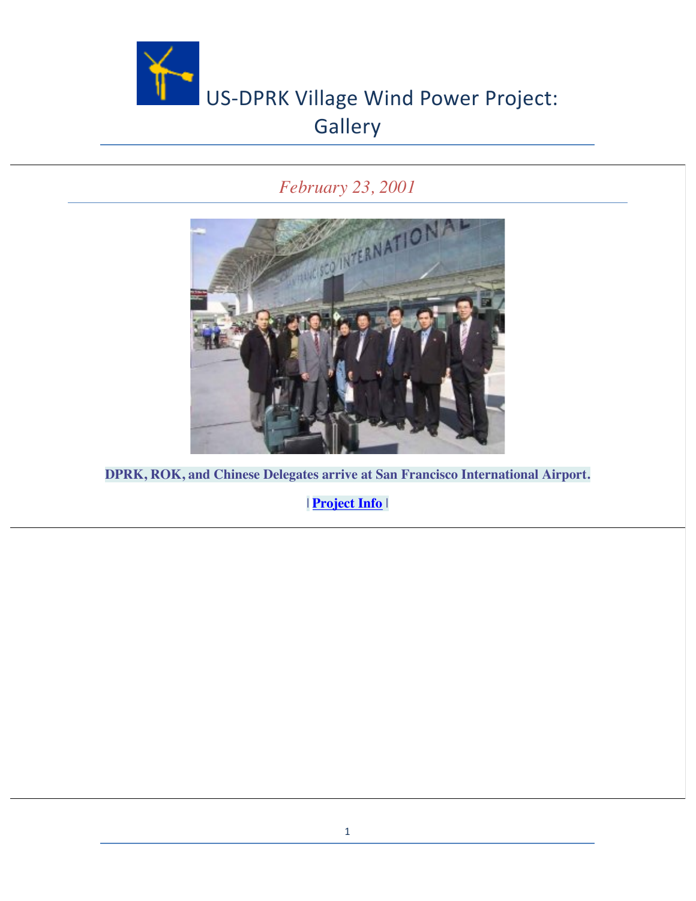# US-DPRK Village Wind Power Project: Gallery

*February 23, 2001*

**DPRK, ROK, and Chinese Delegates arrive at San Francisco International Airport.**

**| Project Info |**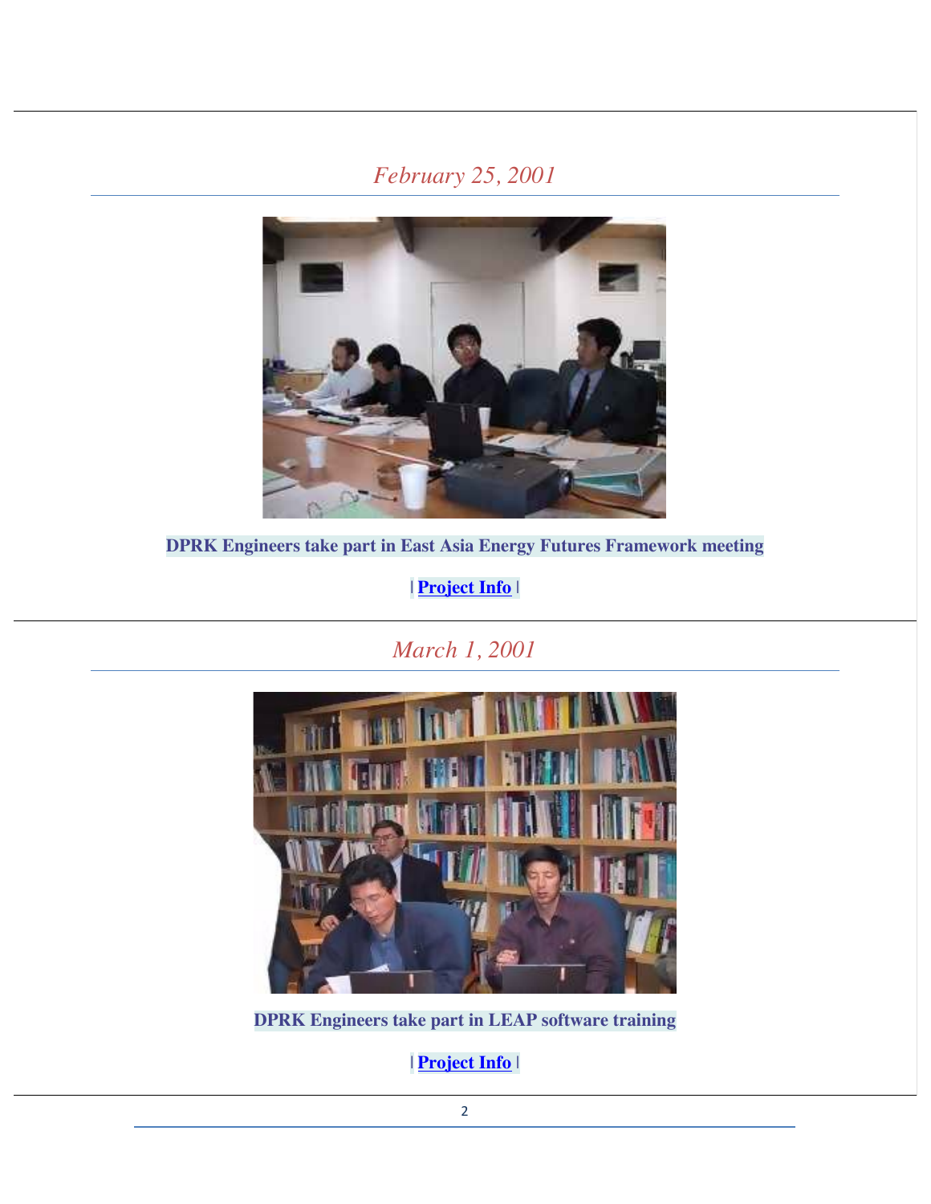*February 25, 2001*

**DPRK Engineers take part in East Asia Energy Futures Framework meeting**

**| Project Info |**

*March 1, 2001*

**DPRK Engineers take part in LEAP software training**

**| Project Info |**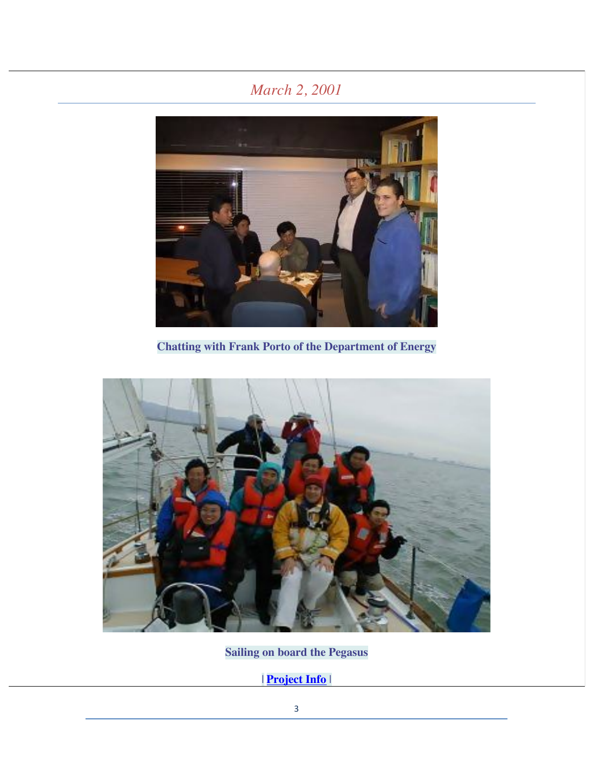*March 2, 2001*

**Chatting with Frank Porto of the Department of Energy**

**Sailing on board the Pegasus**

**| Project Info |**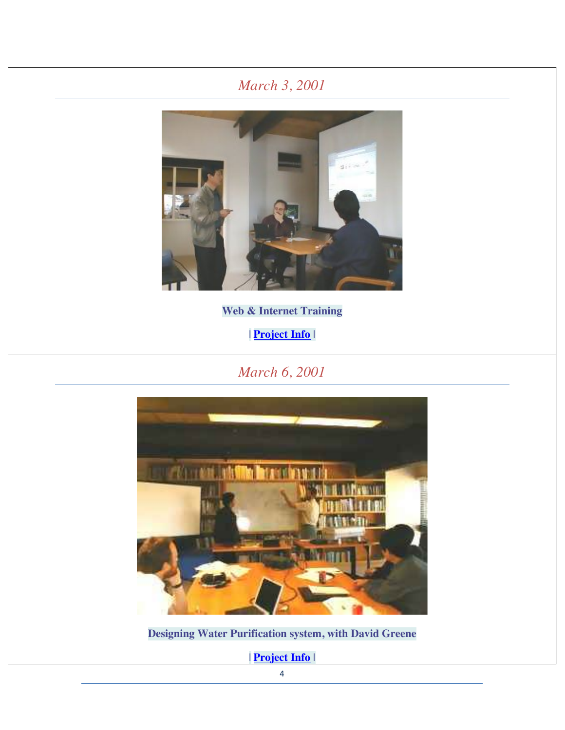*March 3, 2001*

**Web & Internet Training**

**| Project Info |**

*March 6, 2001*

**Designing Water Purification system, with David Greene**

**| Project Info |**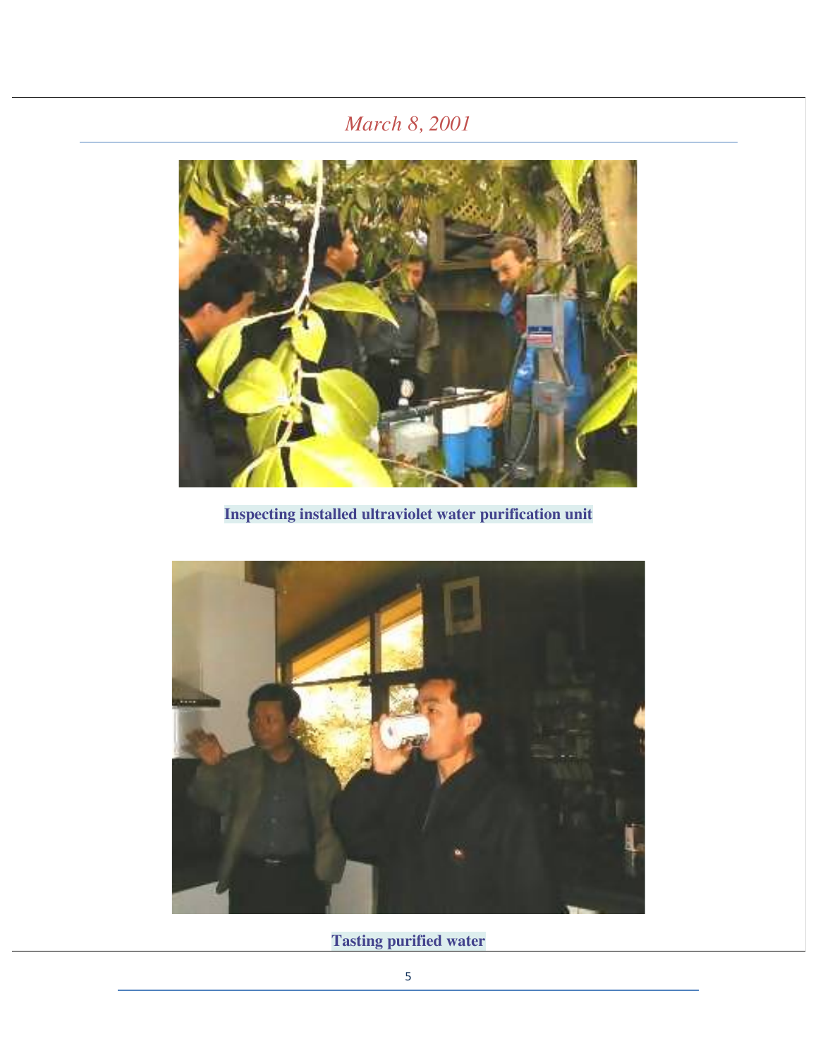*March 8, 2001*

Inspecting installed ultraviolet water purification unit

Tasting purified water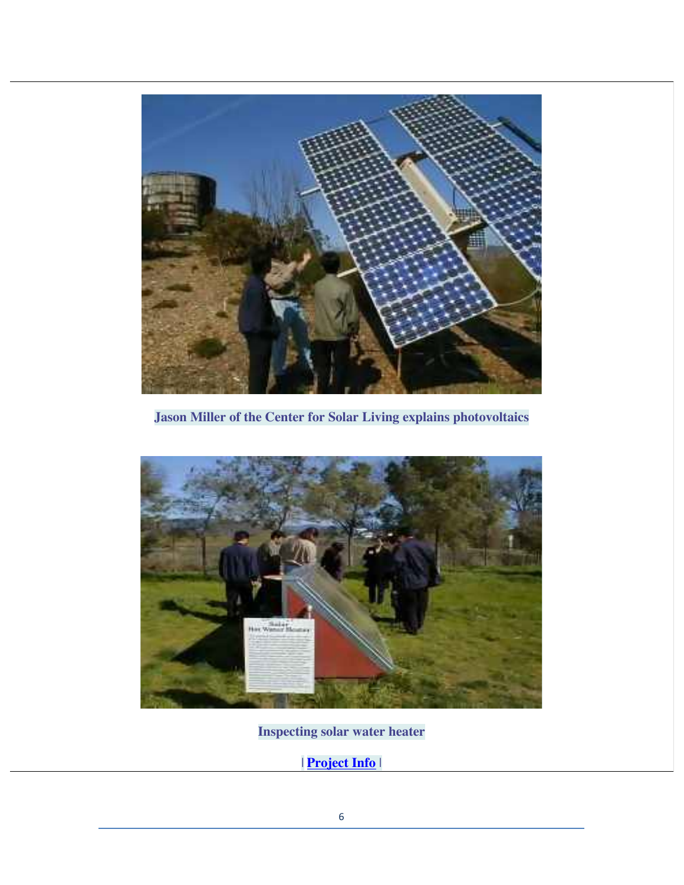Jason Miller of the Center for Solar Living explains photovoltaics

Inspecting solar water heater

| **Project Info** |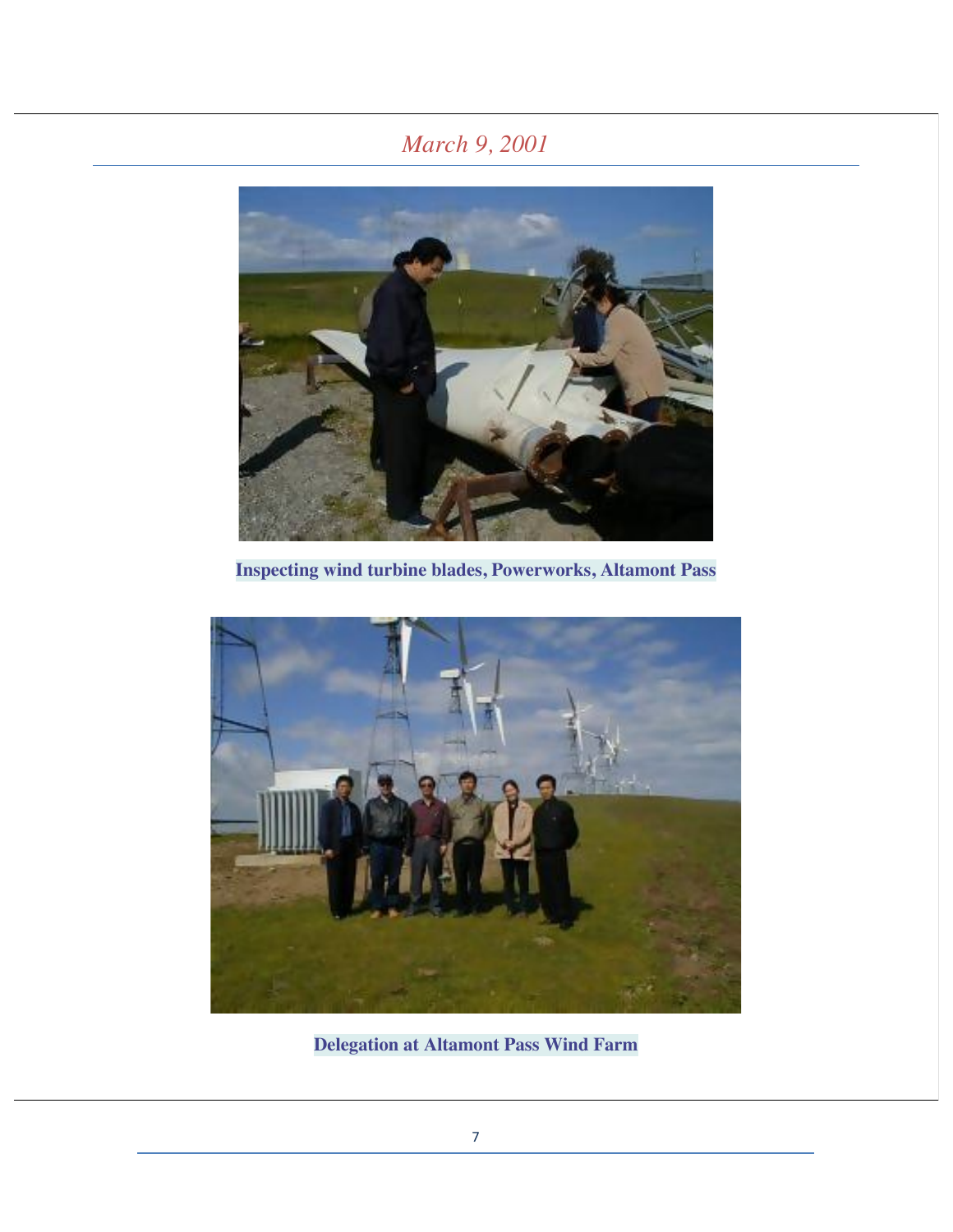*March 9, 2001*

**Inspecting wind turbine blades, Powerworks, Altamont Pass**

**Delegation at Altamont Pass Wind Farm**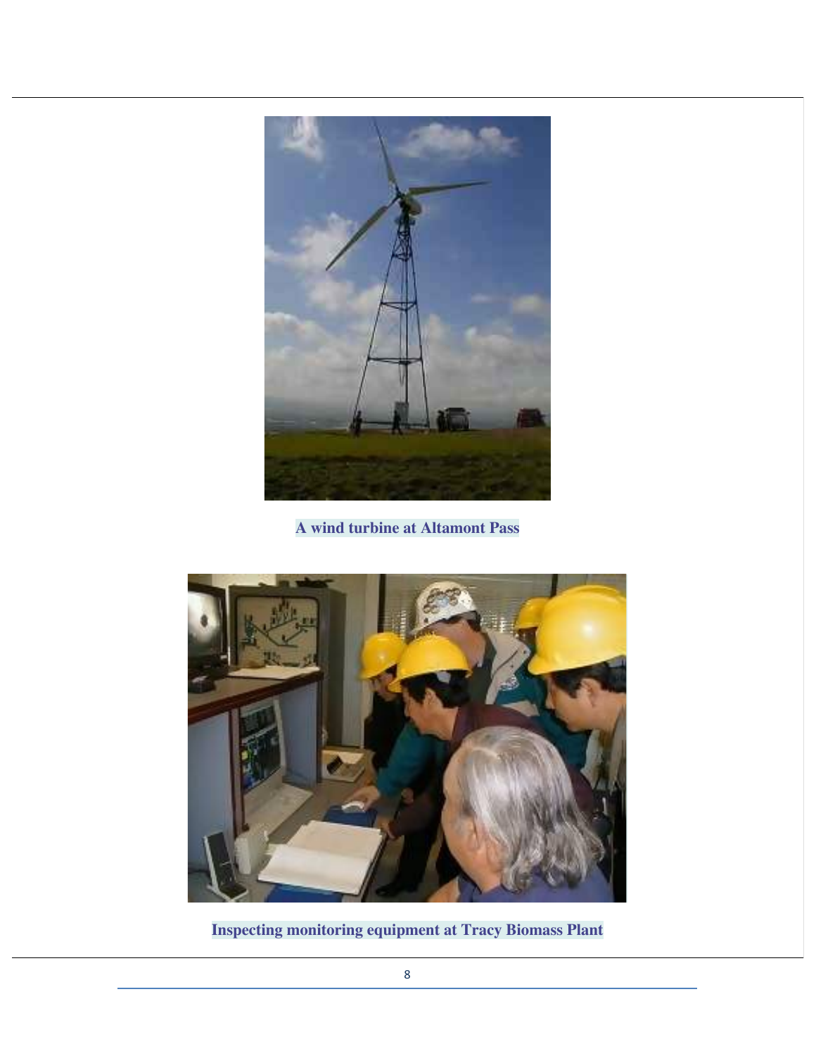A wind turbine at Altamont Pass

Inspecting monitoring equipment at Tracy Biomass Plant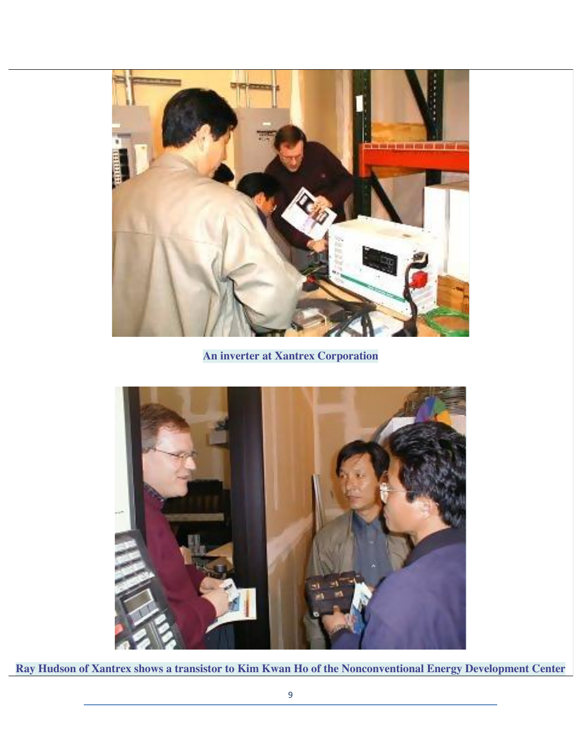**An inverter at Xantrex Corporation**

**Ray Hudson of Xantrex shows a transistor to Kim Kwan Ho of the Nonconventional Energy Development Center**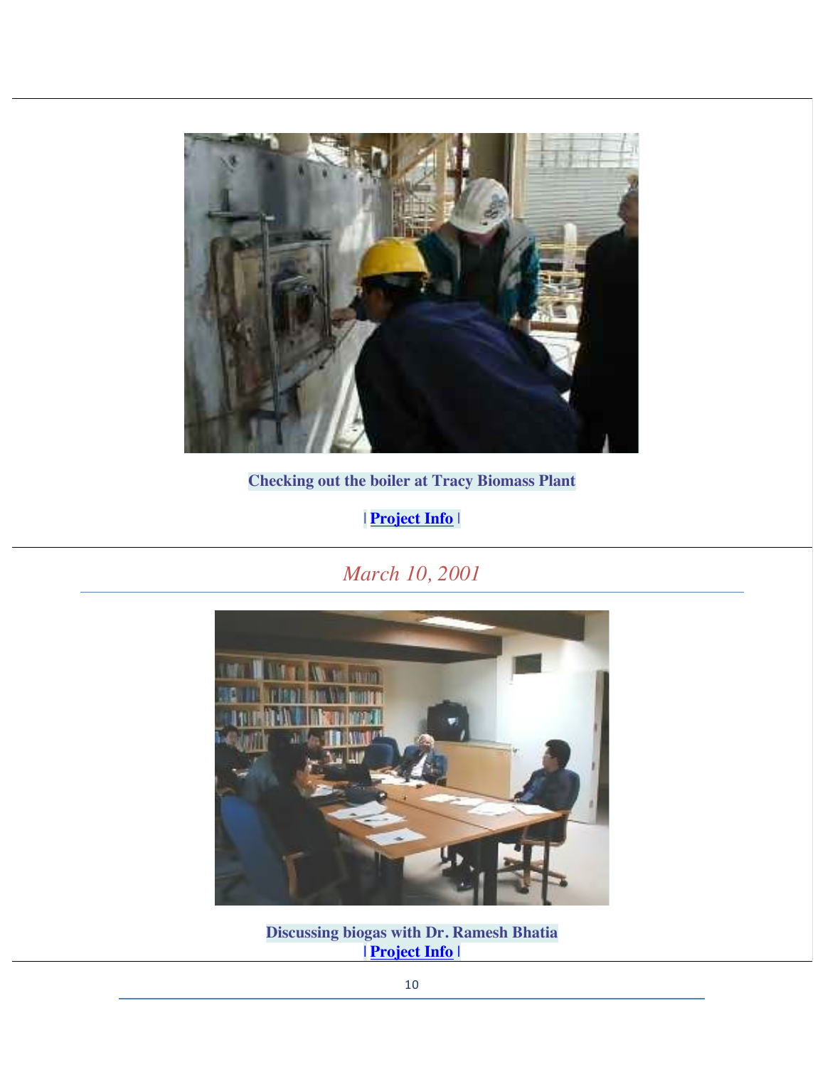**Checking out the boiler at Tracy Biomass Plant**

**| Project Info |**

*March 10, 2001*

**Discussing biogas with Dr. Ramesh Bhatia**

**| Project Info |**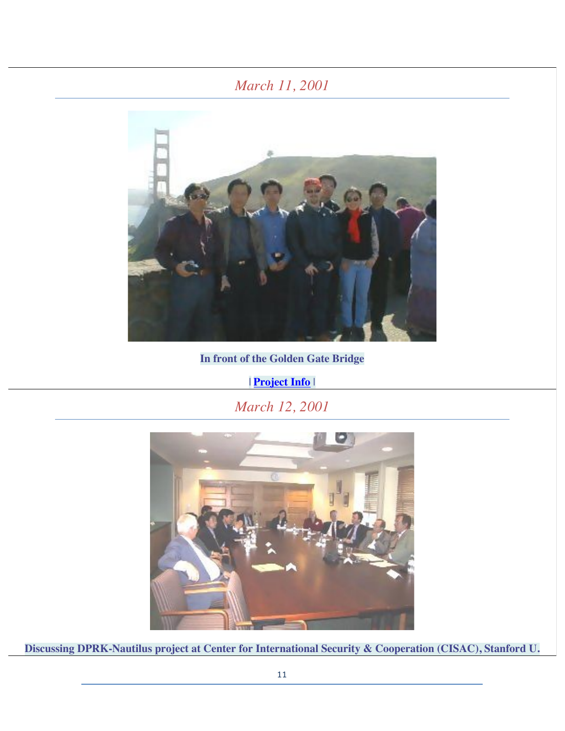*March 11, 2001*

**In front of the Golden Gate Bridge**

| **Project Info** |

*March 12, 2001*

**Discussing DPRK-Nautilus project at Center for International Security & Cooperation (CISAC), Stanford U.**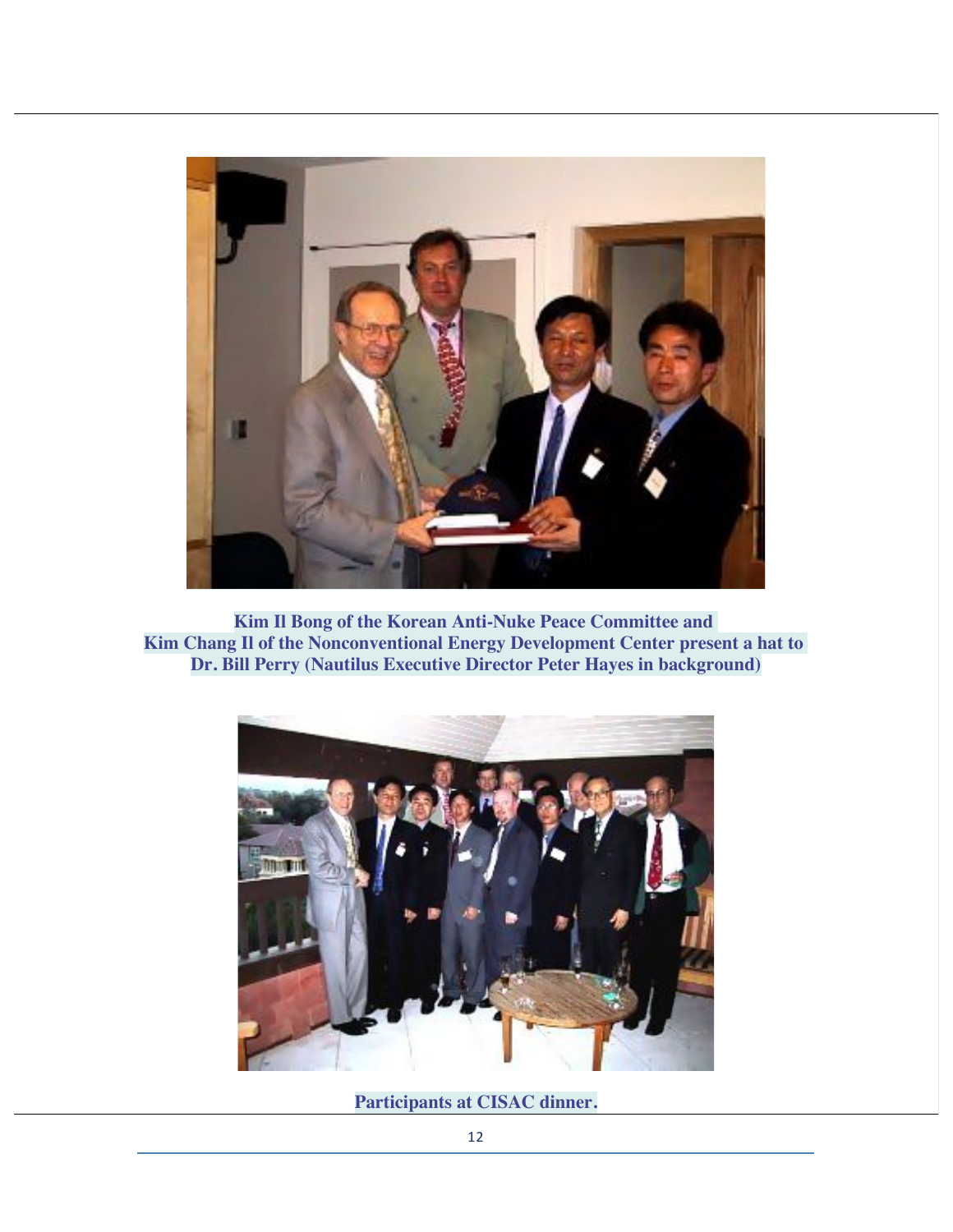**Kim Il Bong of the Korean Anti-Nuke Peace Committee and Kim Chang Il of the Nonconventional Energy Development Center present a hat to Dr. Bill Perry (Nautilus Executive Director Peter Hayes in background)**

**Participants at CISAC dinner.**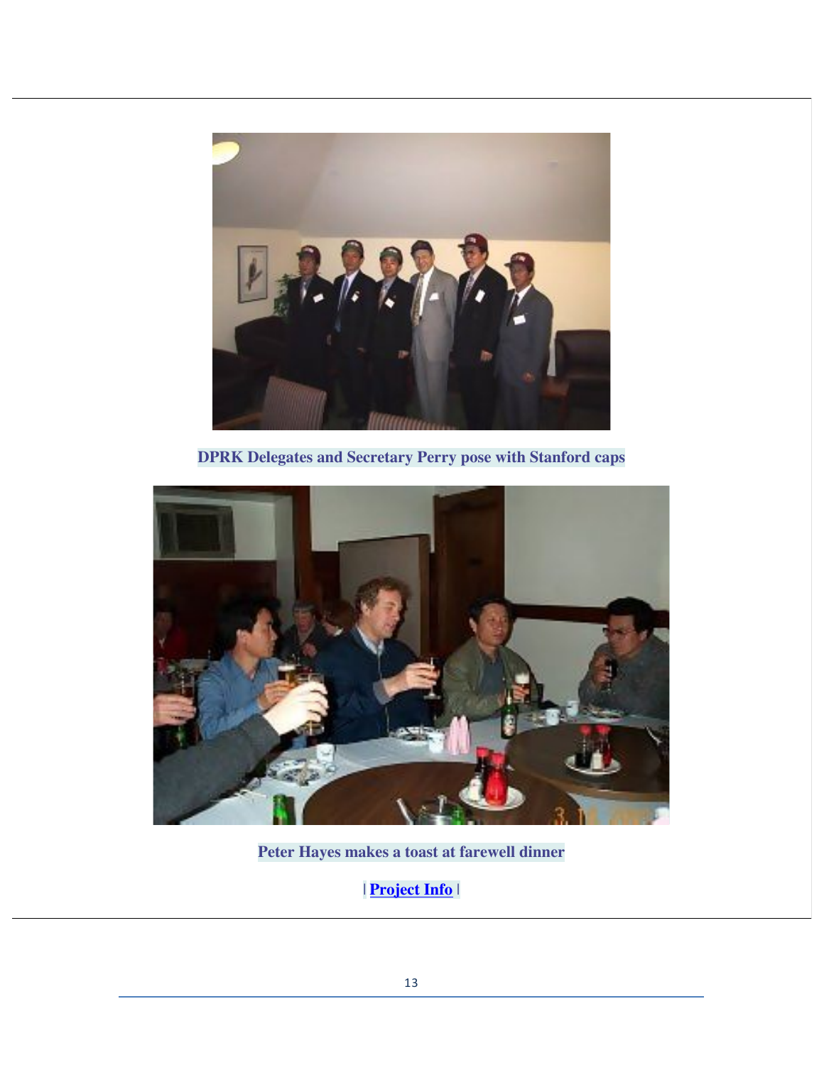DPRK Delegates and Secretary Perry pose with Stanford caps

Peter Hayes makes a toast at farewell dinner

| **[Project Info]** |